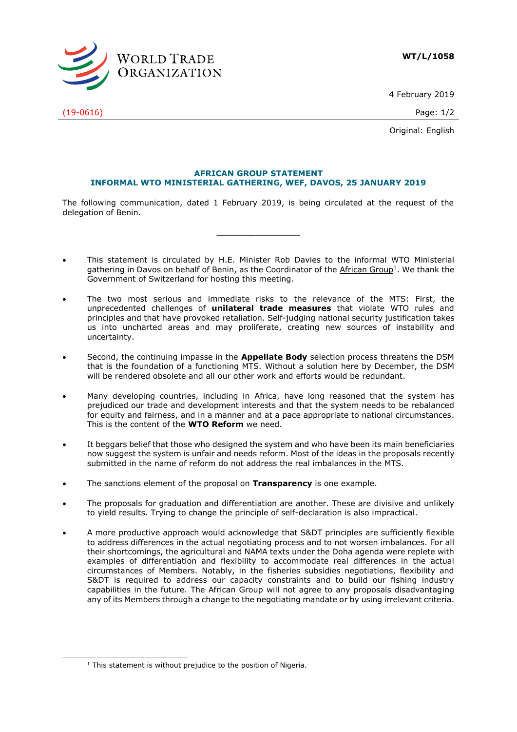WT/L/1058

4 February 2019

(19-0616)

Original: English

## AFRICAN GROUP STATEMENT
## INFORMAL WTO MINISTERIAL GATHERING, WEF, DAVOS, 25 JANUARY 2019

The following communication, dated 1 February 2019, is being circulated at the request of the delegation of Benin.

---

- This statement is circulated by H.E. Minister Rob Davies to the informal WTO Ministerial gathering in Davos on behalf of Benin, as the Coordinator of the African Group[1]. We thank the Government of Switzerland for hosting this meeting.

- The two most serious and immediate risks to the relevance of the MTS: First, the unprecedented challenges of **unilateral trade measures** that violate WTO rules and principles and that have provoked retaliation. Self-judging national security justification takes us into uncharted areas and may proliferate, creating new sources of instability and uncertainty.

- Second, the continuing impasse in the **Appellate Body** selection process threatens the DSM that is the foundation of a functioning MTS. Without a solution here by December, the DSM will be rendered obsolete and all our other work and efforts would be redundant.

- Many developing countries, including in Africa, have long reasoned that the system has prejudiced our trade and development interests and that the system needs to be rebalanced for equity and fairness, and in a manner and at a pace appropriate to national circumstances. This is the content of the **WTO Reform** we need.

- It beggars belief that those who designed the system and who have been its main beneficiaries now suggest the system is unfair and needs reform. Most of the ideas in the proposals recently submitted in the name of reform do not address the real imbalances in the MTS.

- The sanctions element of the proposal on **Transparency** is one example.

- The proposals for graduation and differentiation are another. These are divisive and unlikely to yield results. Trying to change the principle of self-declaration is also impractical.

- A more productive approach would acknowledge that S&DT principles are sufficiently flexible to address differences in the actual negotiating process and to not worsen imbalances. For all their shortcomings, the agricultural and NAMA texts under the Doha agenda were replete with examples of differentiation and flexibility to accommodate real differences in the actual circumstances of Members. Notably, in the fisheries subsidies negotiations, flexibility and S&DT is required to address our capacity constraints and to build our fishing industry capabilities in the future. The African Group will not agree to any proposals disadvantaging any of its Members through a change to the negotiating mandate or by using irrelevant criteria.

---

[1] This statement is without prejudice to the position of Nigeria.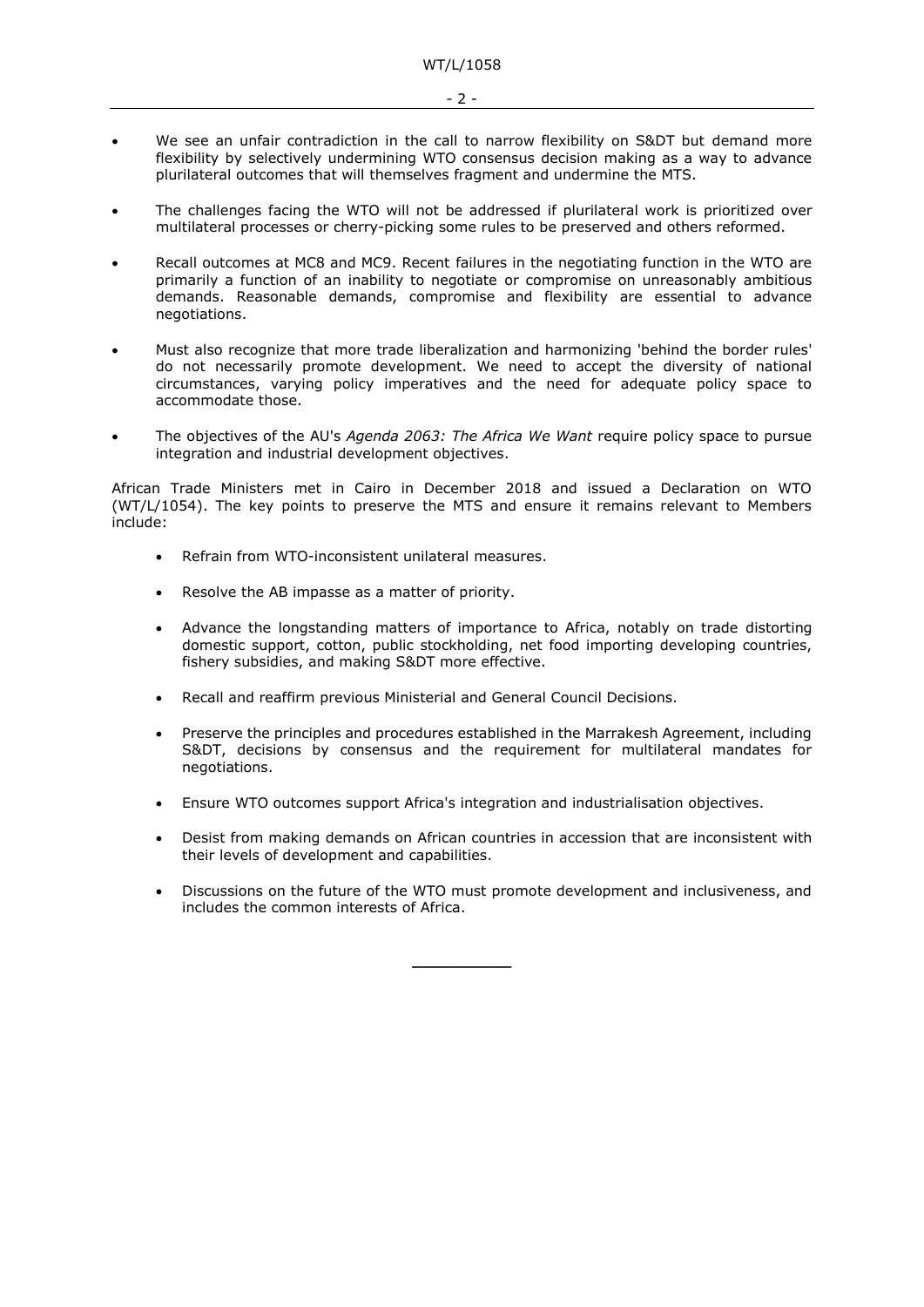- We see an unfair contradiction in the call to narrow flexibility on S&DT but demand more flexibility by selectively undermining WTO consensus decision making as a way to advance plurilateral outcomes that will themselves fragment and undermine the MTS.

- The challenges facing the WTO will not be addressed if plurilateral work is prioritized over multilateral processes or cherry-picking some rules to be preserved and others reformed.

- Recall outcomes at MC8 and MC9. Recent failures in the negotiating function in the WTO are primarily a function of an inability to negotiate or compromise on unreasonably ambitious demands. Reasonable demands, compromise and flexibility are essential to advance negotiations.

- Must also recognize that more trade liberalization and harmonizing 'behind the border rules' do not necessarily promote development. We need to accept the diversity of national circumstances, varying policy imperatives and the need for adequate policy space to accommodate those.

- The objectives of the AU's *Agenda 2063: The Africa We Want* require policy space to pursue integration and industrial development objectives.

African Trade Ministers met in Cairo in December 2018 and issued a Declaration on WTO (WT/L/1054). The key points to preserve the MTS and ensure it remains relevant to Members include:

- Refrain from WTO-inconsistent unilateral measures.

- Resolve the AB impasse as a matter of priority.

- Advance the longstanding matters of importance to Africa, notably on trade distorting domestic support, cotton, public stockholding, net food importing developing countries, fishery subsidies, and making S&DT more effective.

- Recall and reaffirm previous Ministerial and General Council Decisions.

- Preserve the principles and procedures established in the Marrakesh Agreement, including S&DT, decisions by consensus and the requirement for multilateral mandates for negotiations.

- Ensure WTO outcomes support Africa's integration and industrialisation objectives.

- Desist from making demands on African countries in accession that are inconsistent with their levels of development and capabilities.

- Discussions on the future of the WTO must promote development and inclusiveness, and includes the common interests of Africa.

__________